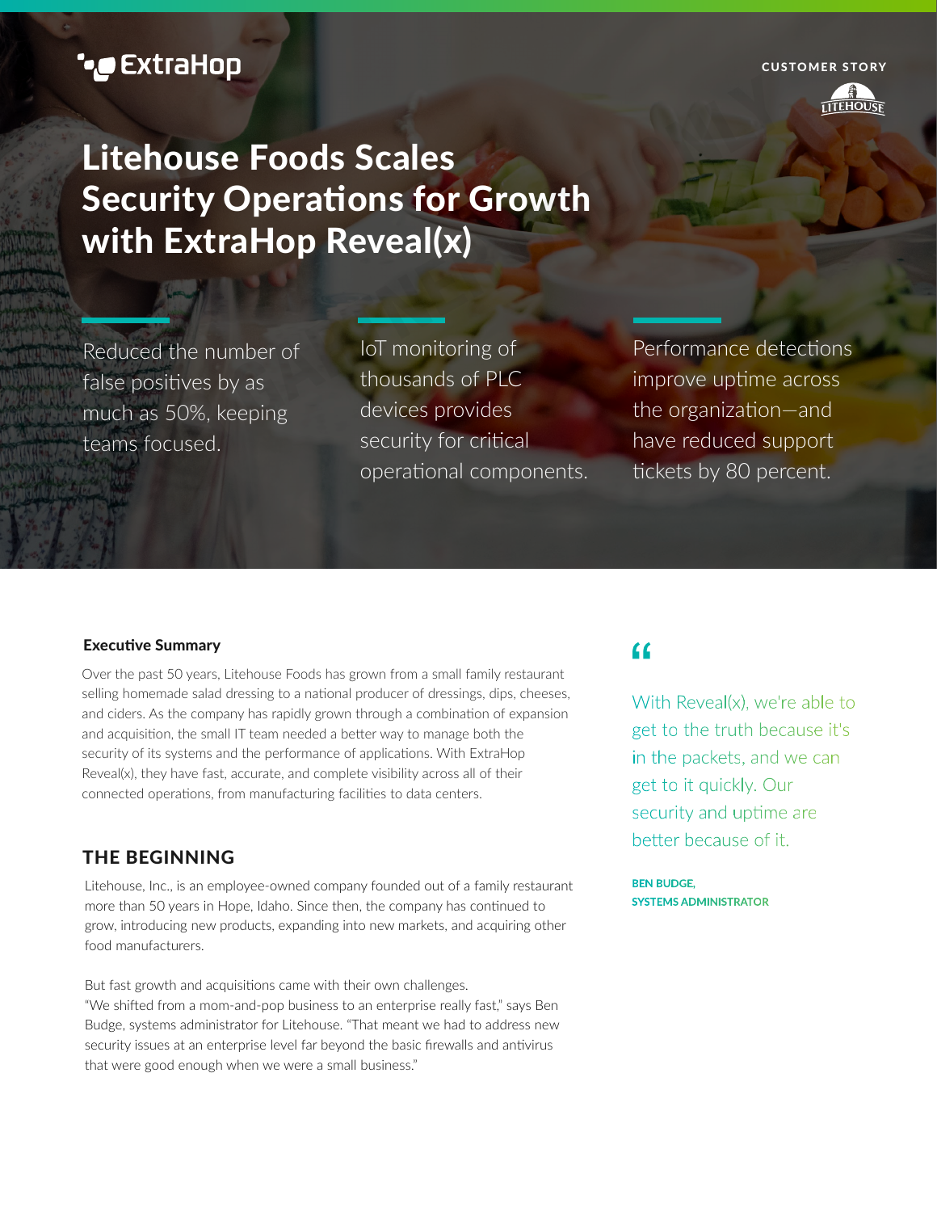ExtraHop

CUSTOMER STORY

LITEHOUSE

# Litehouse Foods Scales Security Operations for Growth with ExtraHop Reveal(x)

Reduced the number of false positives by as much as 50%, keeping teams focused.

IoT monitoring of thousands of PLC devices provides security for critical operational components.

Performance detections improve uptime across the organization—and have reduced support tickets by 80 percent.

### Executive Summary

Over the past 50 years, Litehouse Foods has grown from a small family restaurant selling homemade salad dressing to a national producer of dressings, dips, cheeses, and ciders. As the company has rapidly grown through a combination of expansion and acquisition, the small IT team needed a better way to manage both the security of its systems and the performance of applications. With ExtraHop Reveal(x), they have fast, accurate, and complete visibility across all of their connected operations, from manufacturing facilities to data centers.

> "With Reveal(x), we're able to get to the truth because it's in the packets, and we can get to it quickly. Our security and uptime are better because of it.
>
> **BEN BUDGE, SYSTEMS ADMINISTRATOR**

## THE BEGINNING

Litehouse, Inc., is an employee-owned company founded out of a family restaurant more than 50 years in Hope, Idaho. Since then, the company has continued to grow, introducing new products, expanding into new markets, and acquiring other food manufacturers.

But fast growth and acquisitions came with their own challenges. "We shifted from a mom-and-pop business to an enterprise really fast," says Ben Budge, systems administrator for Litehouse. "That meant we had to address new security issues at an enterprise level far beyond the basic firewalls and antivirus that were good enough when we were a small business."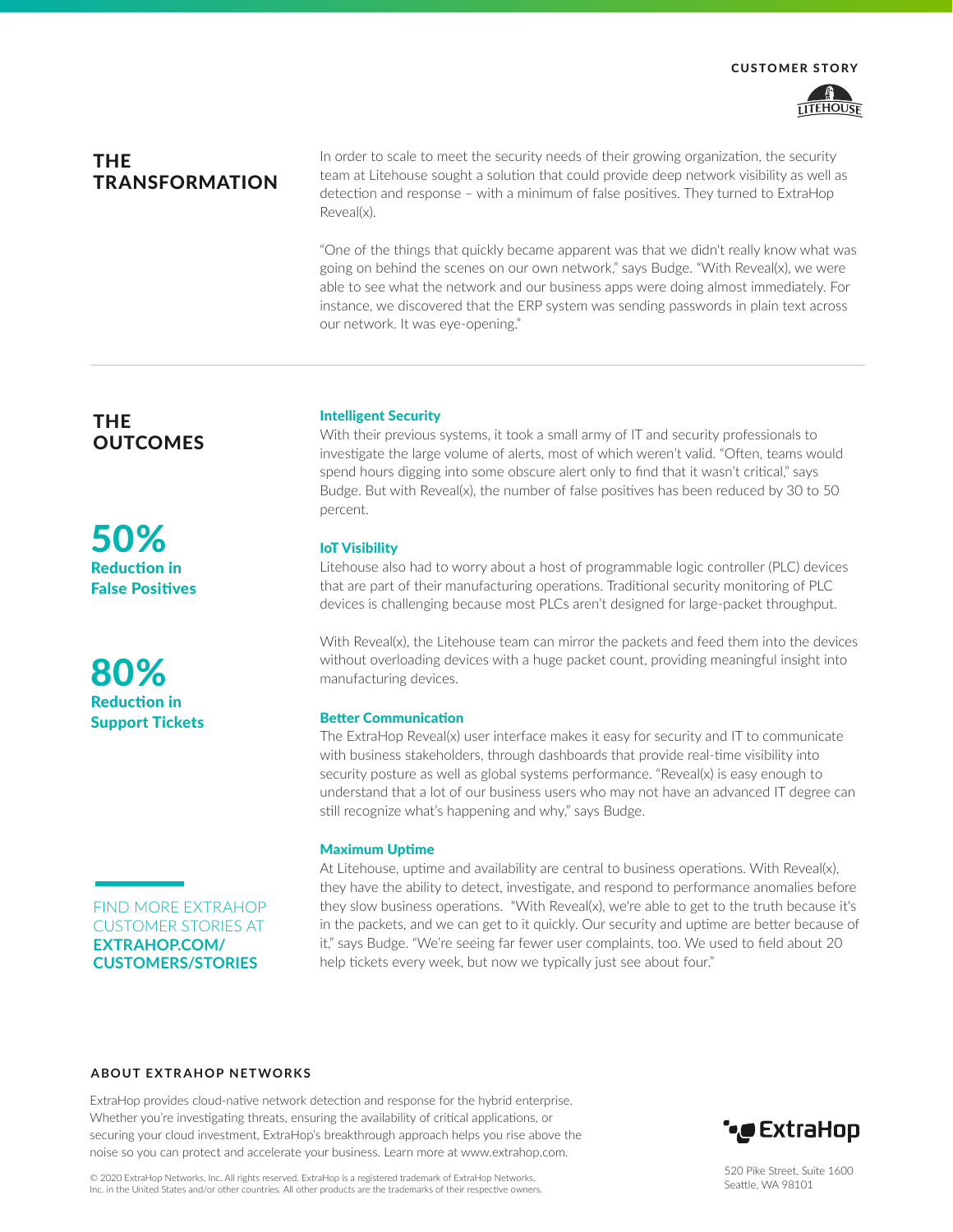CUSTOMER STORY

## THE TRANSFORMATION

In order to scale to meet the security needs of their growing organization, the security team at Litehouse sought a solution that could provide deep network visibility as well as detection and response – with a minimum of false positives. They turned to ExtraHop Reveal(x).

"One of the things that quickly became apparent was that we didn't really know what was going on behind the scenes on our own network," says Budge. "With Reveal(x), we were able to see what the network and our business apps were doing almost immediately. For instance, we discovered that the ERP system was sending passwords in plain text across our network. It was eye-opening."

## THE OUTCOMES

**50%**
**Reduction in False Positives**

**80%**
**Reduction in Support Tickets**

### Intelligent Security

With their previous systems, it took a small army of IT and security professionals to investigate the large volume of alerts, most of which weren't valid. "Often, teams would spend hours digging into some obscure alert only to find that it wasn't critical," says Budge. But with Reveal(x), the number of false positives has been reduced by 30 to 50 percent.

### IoT Visibility

Litehouse also had to worry about a host of programmable logic controller (PLC) devices that are part of their manufacturing operations. Traditional security monitoring of PLC devices is challenging because most PLCs aren't designed for large-packet throughput.

With Reveal(x), the Litehouse team can mirror the packets and feed them into the devices without overloading devices with a huge packet count, providing meaningful insight into manufacturing devices.

### Better Communication

The ExtraHop Reveal(x) user interface makes it easy for security and IT to communicate with business stakeholders, through dashboards that provide real-time visibility into security posture as well as global systems performance. "Reveal(x) is easy enough to understand that a lot of our business users who may not have an advanced IT degree can still recognize what's happening and why," says Budge.

### Maximum Uptime

At Litehouse, uptime and availability are central to business operations. With Reveal(x), they have the ability to detect, investigate, and respond to performance anomalies before they slow business operations. "With Reveal(x), we're able to get to the truth because it's in the packets, and we can get to it quickly. Our security and uptime are better because of it," says Budge. "We're seeing far fewer user complaints, too. We used to field about 20 help tickets every week, but now we typically just see about four."

FIND MORE EXTRAHOP CUSTOMER STORIES AT **EXTRAHOP.COM/CUSTOMERS/STORIES**

### ABOUT EXTRAHOP NETWORKS

ExtraHop provides cloud-native network detection and response for the hybrid enterprise. Whether you're investigating threats, ensuring the availability of critical applications, or securing your cloud investment, ExtraHop's breakthrough approach helps you rise above the noise so you can protect and accelerate your business. Learn more at www.extrahop.com.

© 2020 ExtraHop Networks, Inc. All rights reserved. ExtraHop is a registered trademark of ExtraHop Networks, Inc. in the United States and/or other countries. All other products are the trademarks of their respective owners.

520 Pike Street, Suite 1600
Seattle, WA 98101